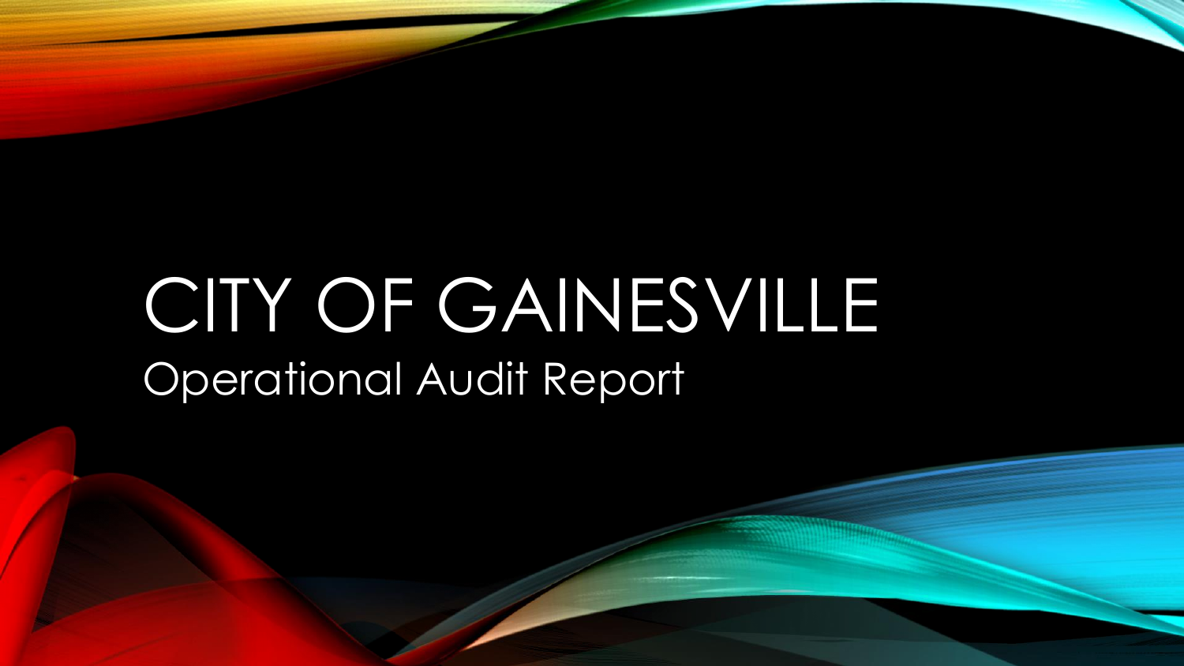# CITY OF GAINESVILLE

Operational Audit Report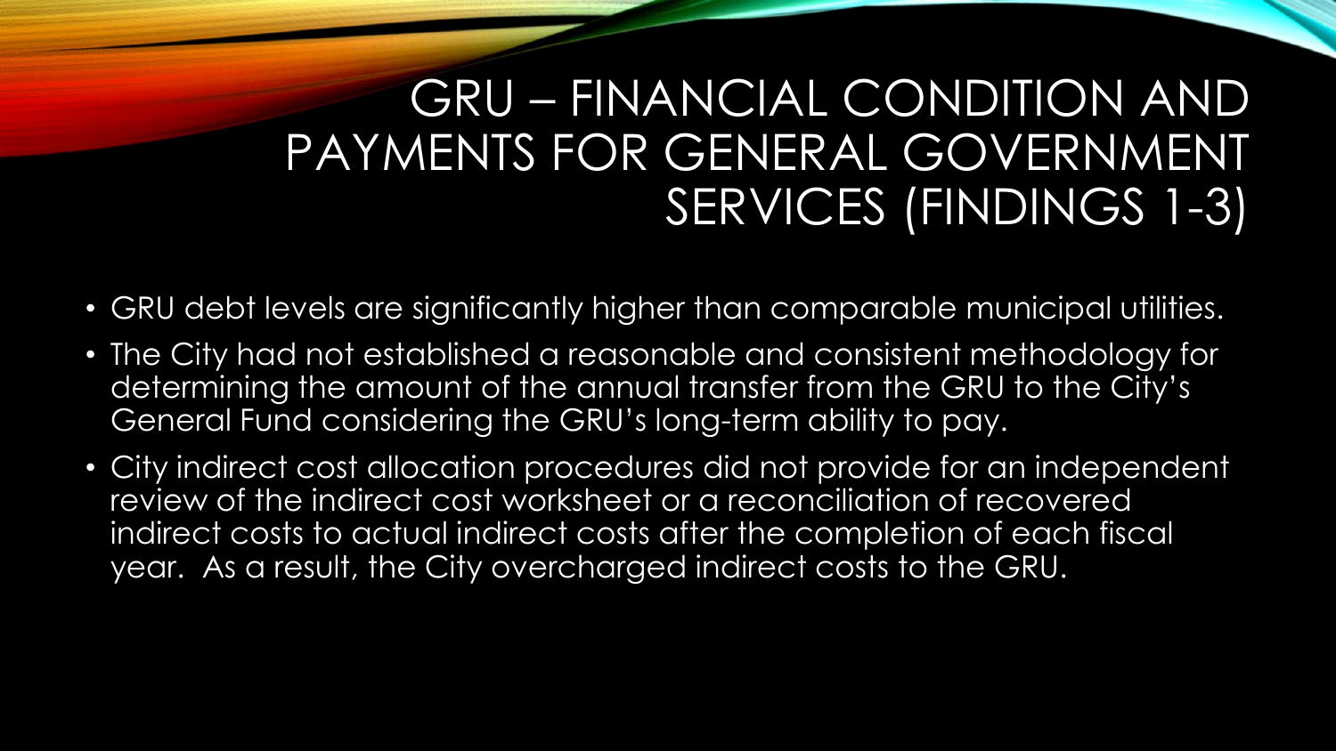# GRU – FINANCIAL CONDITION AND PAYMENTS FOR GENERAL GOVERNMENT SERVICES (FINDINGS 1-3)

- GRU debt levels are significantly higher than comparable municipal utilities.
- The City had not established a reasonable and consistent methodology for determining the amount of the annual transfer from the GRU to the City's General Fund considering the GRU's long-term ability to pay.
- City indirect cost allocation procedures did not provide for an independent review of the indirect cost worksheet or a reconciliation of recovered indirect costs to actual indirect costs after the completion of each fiscal year. As a result, the City overcharged indirect costs to the GRU.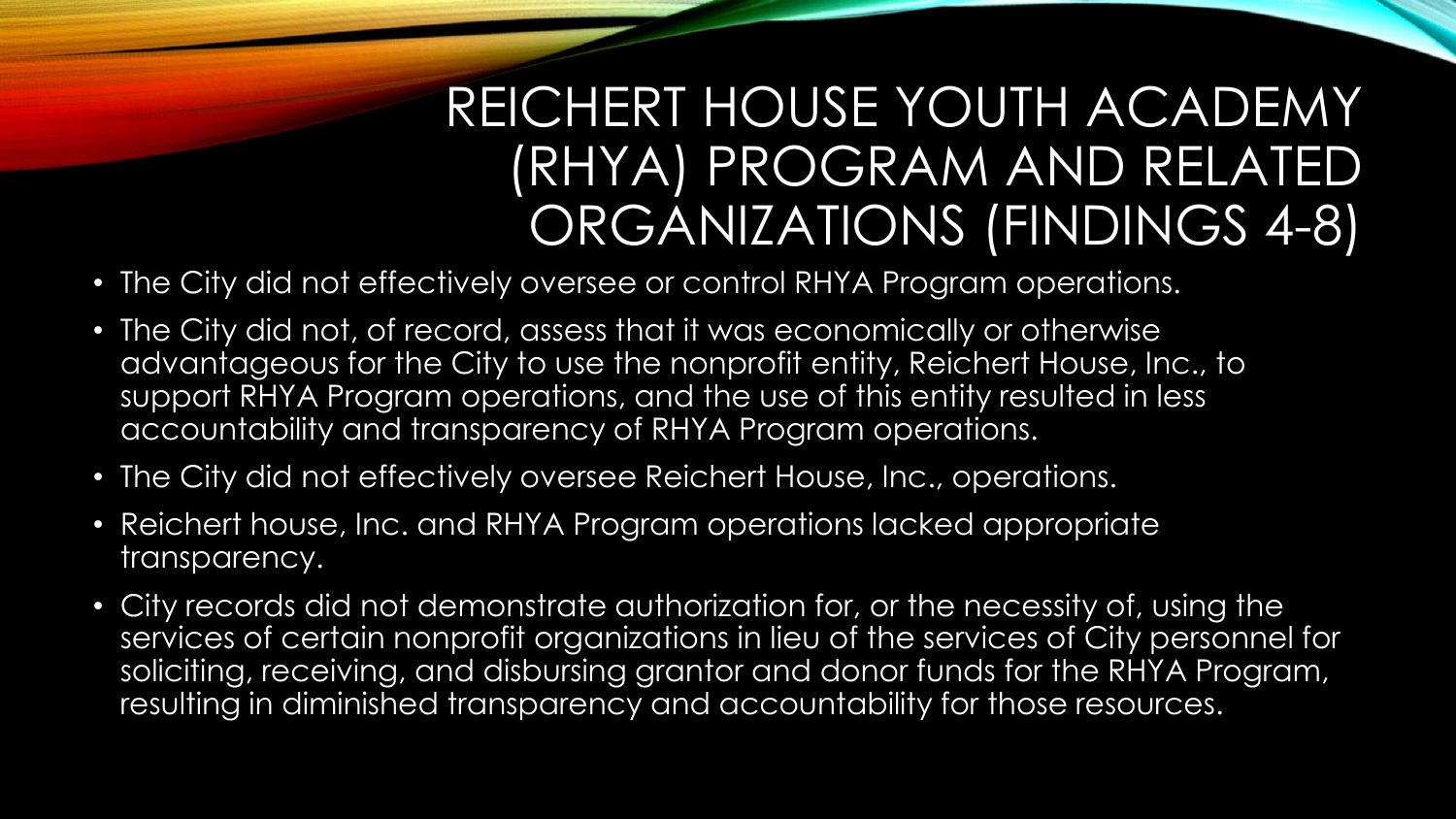# REICHERT HOUSE YOUTH ACADEMY (RHYA) PROGRAM AND RELATED ORGANIZATIONS (FINDINGS 4-8)

- The City did not effectively oversee or control RHYA Program operations.
- The City did not, of record, assess that it was economically or otherwise advantageous for the City to use the nonprofit entity, Reichert House, Inc., to support RHYA Program operations, and the use of this entity resulted in less accountability and transparency of RHYA Program operations.
- The City did not effectively oversee Reichert House, Inc., operations.
- Reichert house, Inc. and RHYA Program operations lacked appropriate transparency.
- City records did not demonstrate authorization for, or the necessity of, using the services of certain nonprofit organizations in lieu of the services of City personnel for soliciting, receiving, and disbursing grantor and donor funds for the RHYA Program, resulting in diminished transparency and accountability for those resources.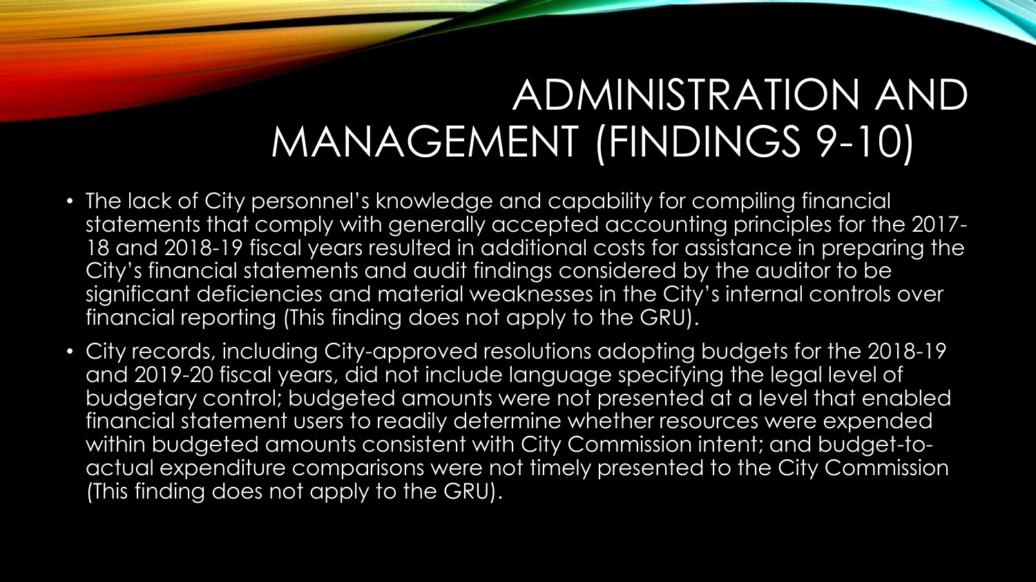# ADMINISTRATION AND MANAGEMENT (FINDINGS 9-10)

- The lack of City personnel's knowledge and capability for compiling financial statements that comply with generally accepted accounting principles for the 2017-18 and 2018-19 fiscal years resulted in additional costs for assistance in preparing the City's financial statements and audit findings considered by the auditor to be significant deficiencies and material weaknesses in the City's internal controls over financial reporting (This finding does not apply to the GRU).
- City records, including City-approved resolutions adopting budgets for the 2018-19 and 2019-20 fiscal years, did not include language specifying the legal level of budgetary control; budgeted amounts were not presented at a level that enabled financial statement users to readily determine whether resources were expended within budgeted amounts consistent with City Commission intent; and budget-to-actual expenditure comparisons were not timely presented to the City Commission (This finding does not apply to the GRU).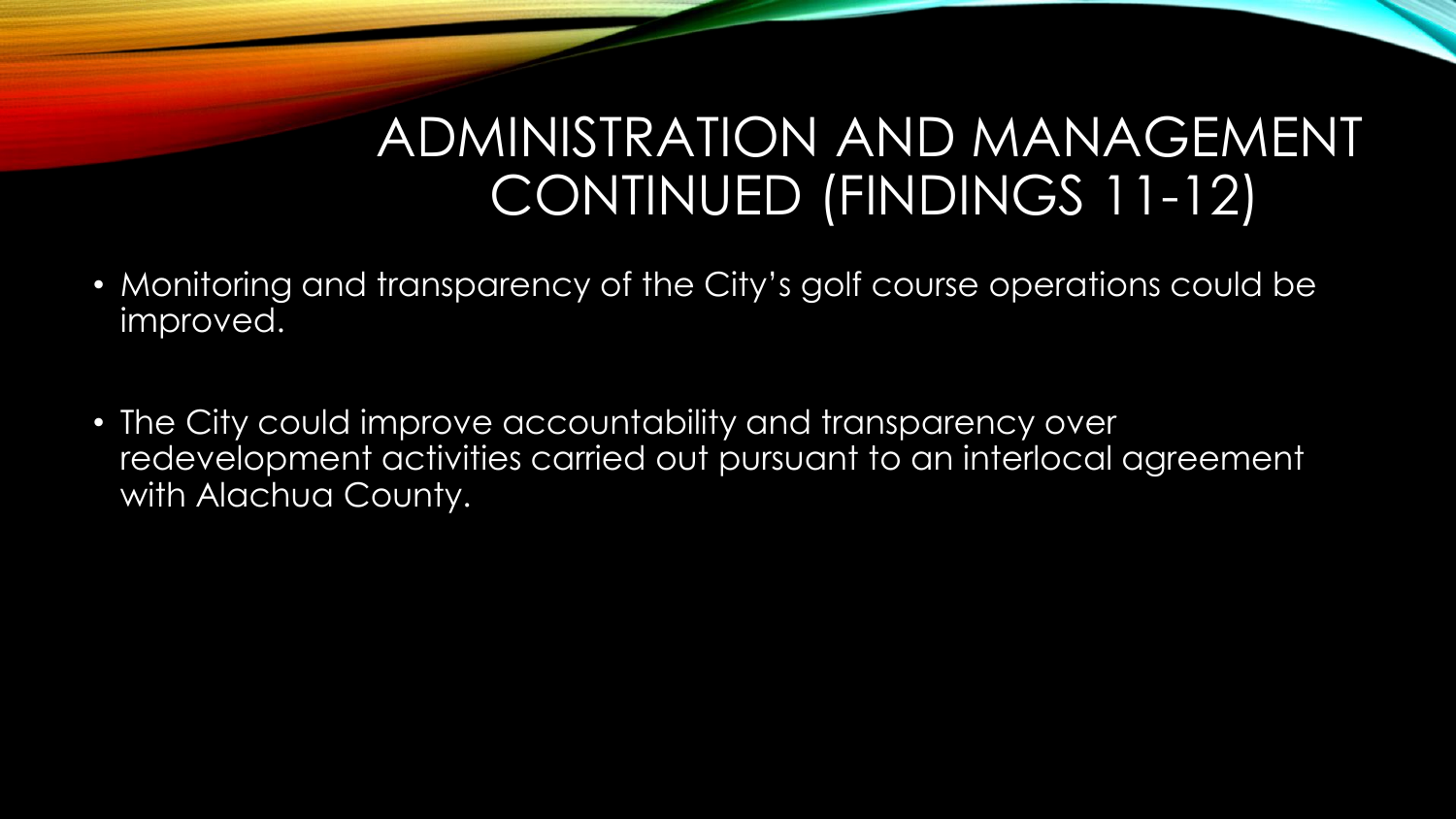# ADMINISTRATION AND MANAGEMENT CONTINUED (FINDINGS 11-12)

- Monitoring and transparency of the City's golf course operations could be improved.
- The City could improve accountability and transparency over redevelopment activities carried out pursuant to an interlocal agreement with Alachua County.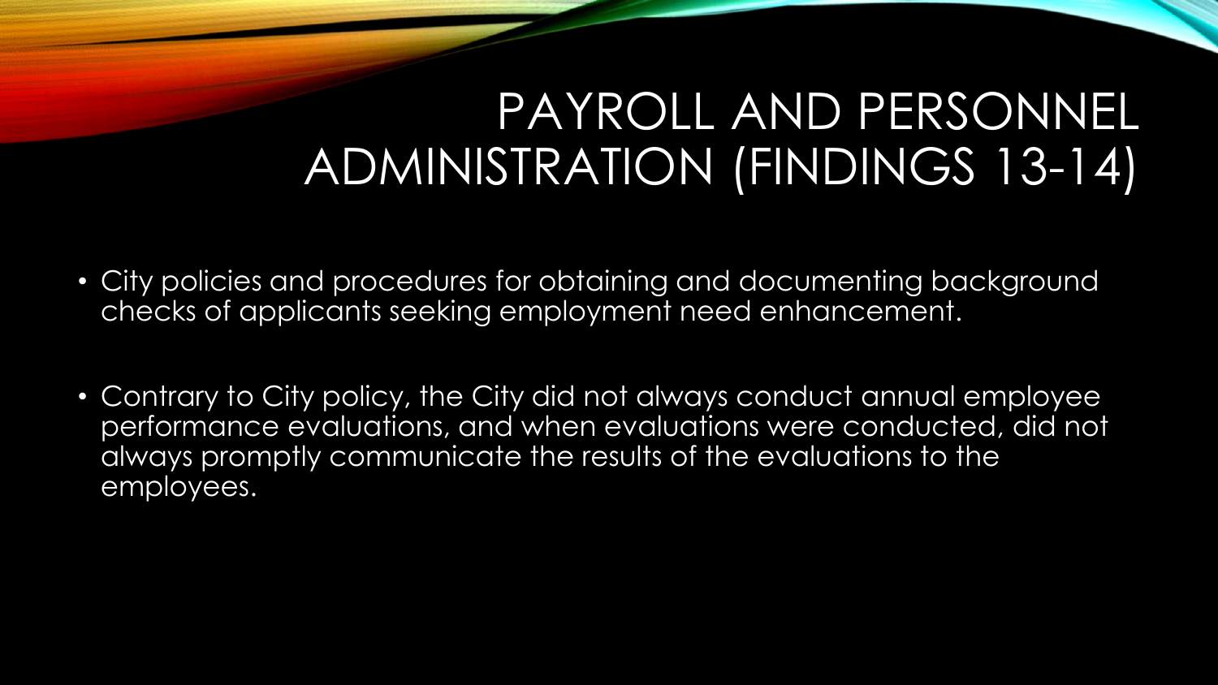# PAYROLL AND PERSONNEL ADMINISTRATION (FINDINGS 13-14)

- City policies and procedures for obtaining and documenting background checks of applicants seeking employment need enhancement.
- Contrary to City policy, the City did not always conduct annual employee performance evaluations, and when evaluations were conducted, did not always promptly communicate the results of the evaluations to the employees.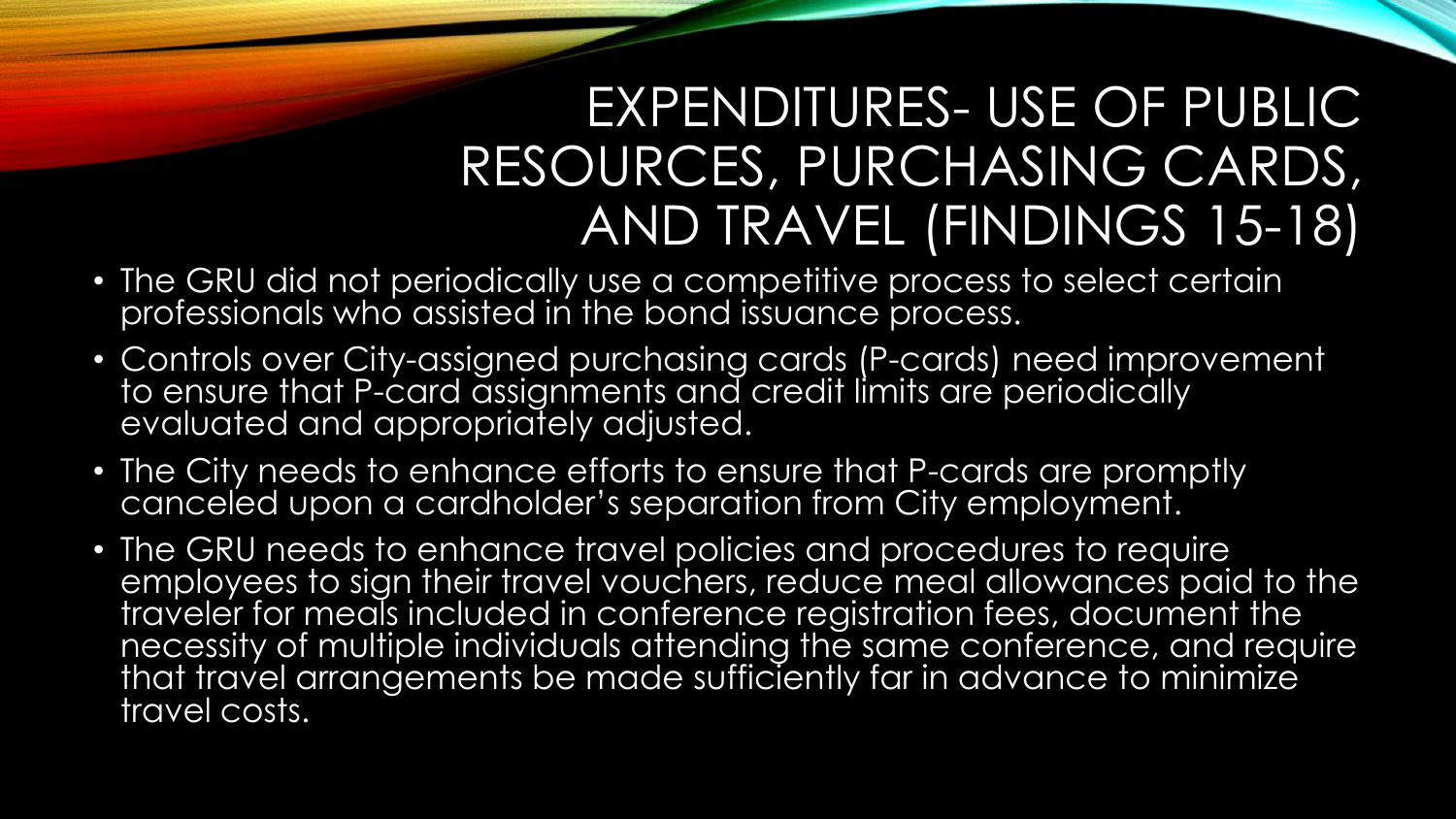# EXPENDITURES- USE OF PUBLIC RESOURCES, PURCHASING CARDS, AND TRAVEL (FINDINGS 15-18)

- The GRU did not periodically use a competitive process to select certain professionals who assisted in the bond issuance process.
- Controls over City-assigned purchasing cards (P-cards) need improvement to ensure that P-card assignments and credit limits are periodically evaluated and appropriately adjusted.
- The City needs to enhance efforts to ensure that P-cards are promptly canceled upon a cardholder's separation from City employment.
- The GRU needs to enhance travel policies and procedures to require employees to sign their travel vouchers, reduce meal allowances paid to the traveler for meals included in conference registration fees, document the necessity of multiple individuals attending the same conference, and require that travel arrangements be made sufficiently far in advance to minimize travel costs.